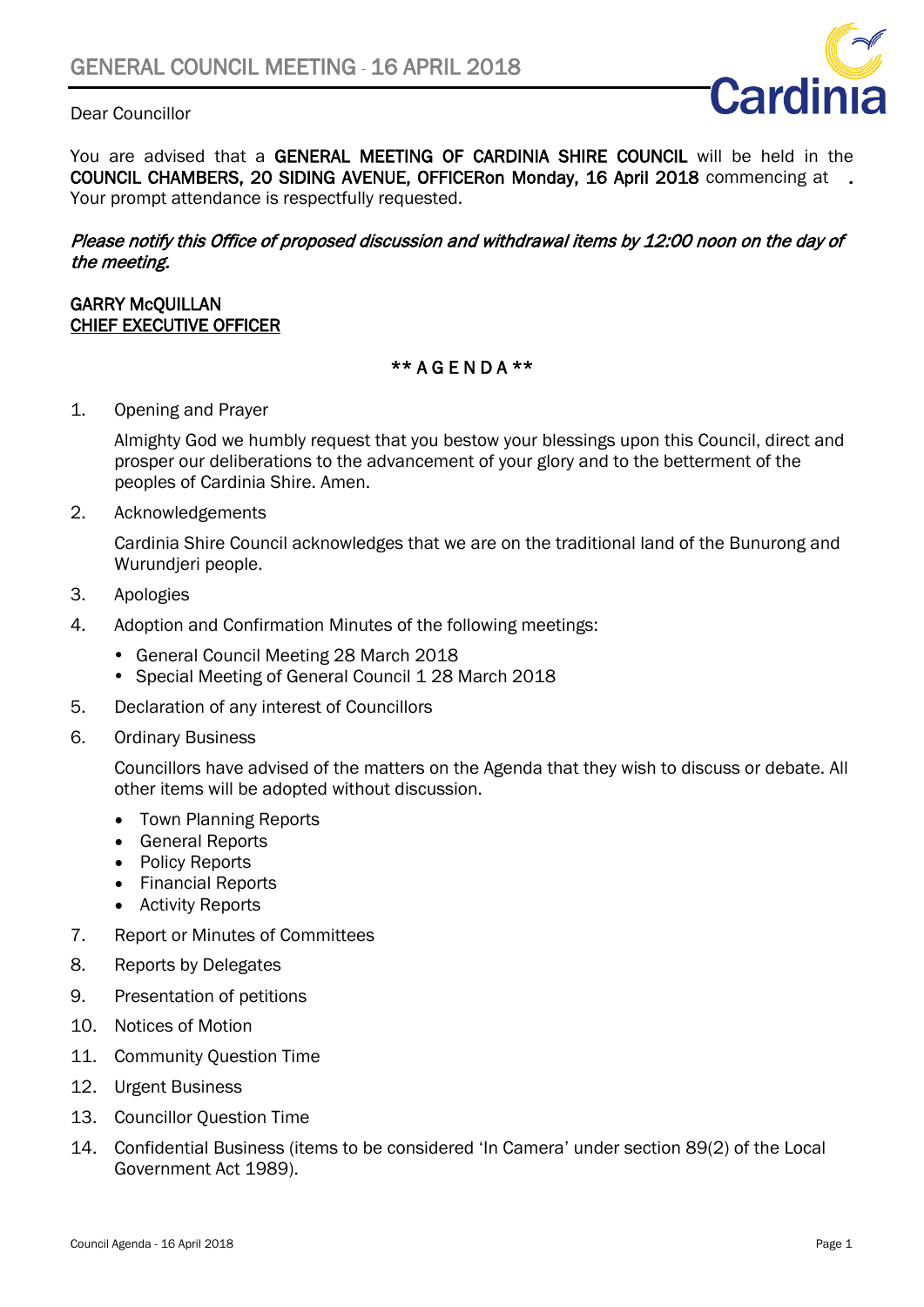# GENERAL COUNCIL MEETING - 16 APRIL 2018

Dear Councillor

You are advised that a **GENERAL MEETING OF CARDINIA SHIRE COUNCIL** will be held in the **COUNCIL CHAMBERS, 20 SIDING AVENUE, OFFICERon Monday, 16 April 2018** commencing at **.** Your prompt attendance is respectfully requested.

***Please notify this Office of proposed discussion and withdrawal items by 12:00 noon on the day of the meeting.***

**GARRY McQUILLAN**
**CHIEF EXECUTIVE OFFICER**

**\*\* A G E N D A \*\***

1. Opening and Prayer

   Almighty God we humbly request that you bestow your blessings upon this Council, direct and prosper our deliberations to the advancement of your glory and to the betterment of the peoples of Cardinia Shire. Amen.

2. Acknowledgements

   Cardinia Shire Council acknowledges that we are on the traditional land of the Bunurong and Wurundjeri people.

3. Apologies

4. Adoption and Confirmation Minutes of the following meetings:

   - General Council Meeting 28 March 2018
   - Special Meeting of General Council 1 28 March 2018

5. Declaration of any interest of Councillors

6. Ordinary Business

   Councillors have advised of the matters on the Agenda that they wish to discuss or debate. All other items will be adopted without discussion.

   - Town Planning Reports
   - General Reports
   - Policy Reports
   - Financial Reports
   - Activity Reports

7. Report or Minutes of Committees

8. Reports by Delegates

9. Presentation of petitions

10. Notices of Motion

11. Community Question Time

12. Urgent Business

13. Councillor Question Time

14. Confidential Business (items to be considered 'In Camera' under section 89(2) of the Local Government Act 1989).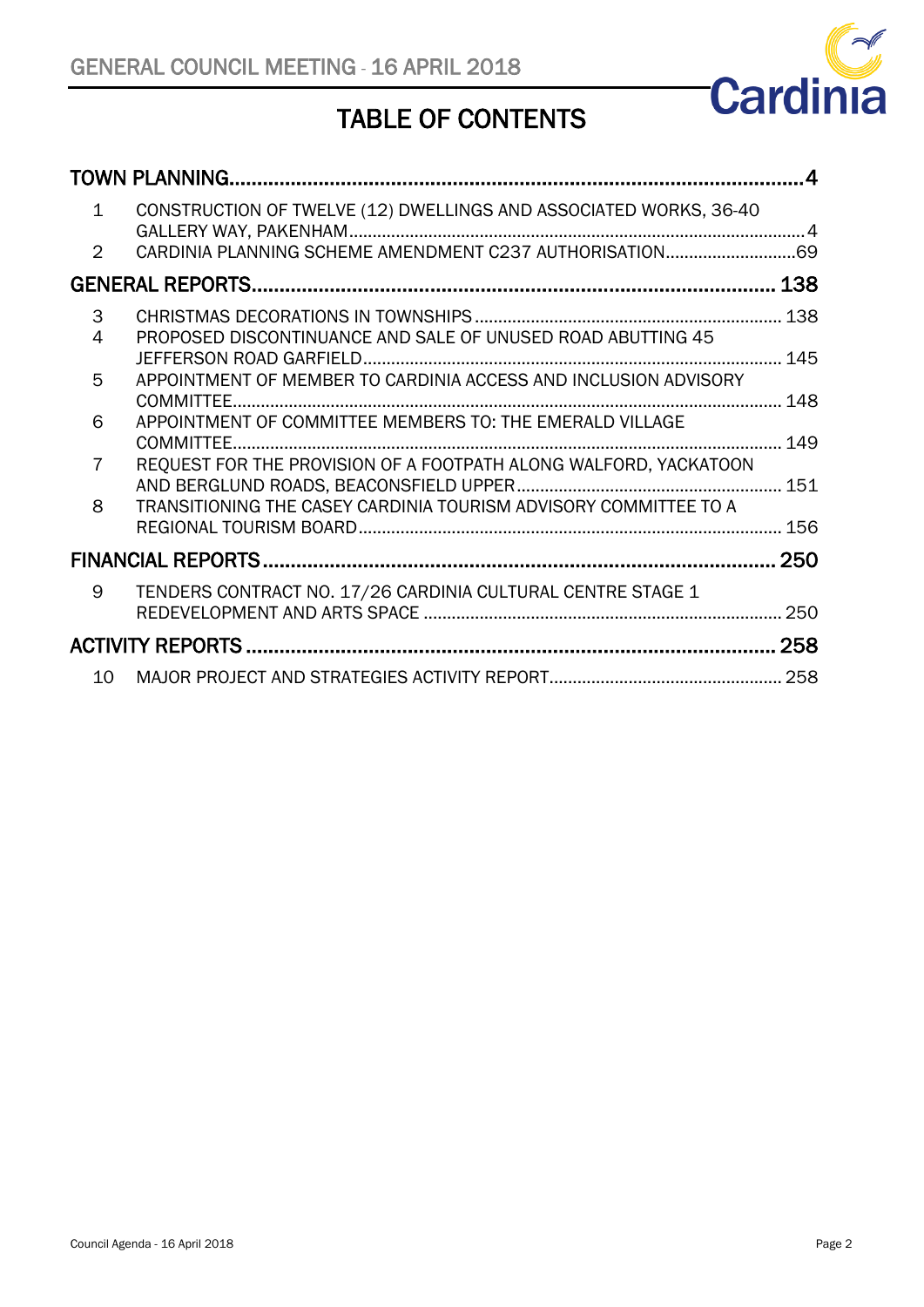# TABLE OF CONTENTS

**TOWN PLANNING** .......................................................................... 4

1 CONSTRUCTION OF TWELVE (12) DWELLINGS AND ASSOCIATED WORKS, 36-40 GALLERY WAY, PAKENHAM ........................................................ 4

2 CARDINIA PLANNING SCHEME AMENDMENT C237 AUTHORISATION ................ 69

**GENERAL REPORTS** ..................................................................... 138

3 CHRISTMAS DECORATIONS IN TOWNSHIPS ........................................ 138

4 PROPOSED DISCONTINUANCE AND SALE OF UNUSED ROAD ABUTTING 45 JEFFERSON ROAD GARFIELD ............................................................ 145

5 APPOINTMENT OF MEMBER TO CARDINIA ACCESS AND INCLUSION ADVISORY COMMITTEE ...................................................................................... 148

6 APPOINTMENT OF COMMITTEE MEMBERS TO: THE EMERALD VILLAGE COMMITTEE ...................................................................................... 149

7 REQUEST FOR THE PROVISION OF A FOOTPATH ALONG WALFORD, YACKATOON AND BERGLUND ROADS, BEACONSFIELD UPPER ........................................ 151

8 TRANSITIONING THE CASEY CARDINIA TOURISM ADVISORY COMMITTEE TO A REGIONAL TOURISM BOARD ............................................................ 156

**FINANCIAL REPORTS** ................................................................... 250

9 TENDERS CONTRACT NO. 17/26 CARDINIA CULTURAL CENTRE STAGE 1 REDEVELOPMENT AND ARTS SPACE ................................................... 250

**ACTIVITY REPORTS** ...................................................................... 258

10 MAJOR PROJECT AND STRATEGIES ACTIVITY REPORT ............................ 258